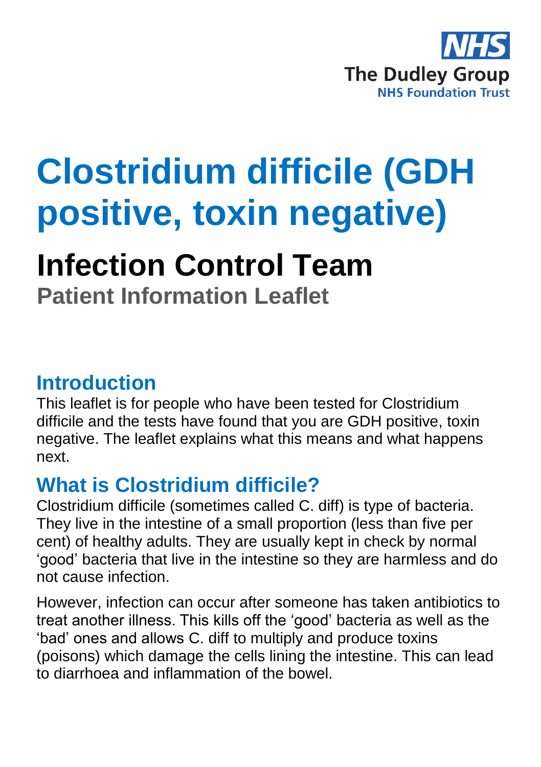NHS
The Dudley Group
NHS Foundation Trust

# Clostridium difficile (GDH positive, toxin negative)

# Infection Control Team

### Patient Information Leaflet

## Introduction

This leaflet is for people who have been tested for Clostridium difficile and the tests have found that you are GDH positive, toxin negative. The leaflet explains what this means and what happens next.

## What is Clostridium difficile?

Clostridium difficile (sometimes called C. diff) is type of bacteria. They live in the intestine of a small proportion (less than five per cent) of healthy adults. They are usually kept in check by normal 'good' bacteria that live in the intestine so they are harmless and do not cause infection.

However, infection can occur after someone has taken antibiotics to treat another illness. This kills off the 'good' bacteria as well as the 'bad' ones and allows C. diff to multiply and produce toxins (poisons) which damage the cells lining the intestine. This can lead to diarrhoea and inflammation of the bowel.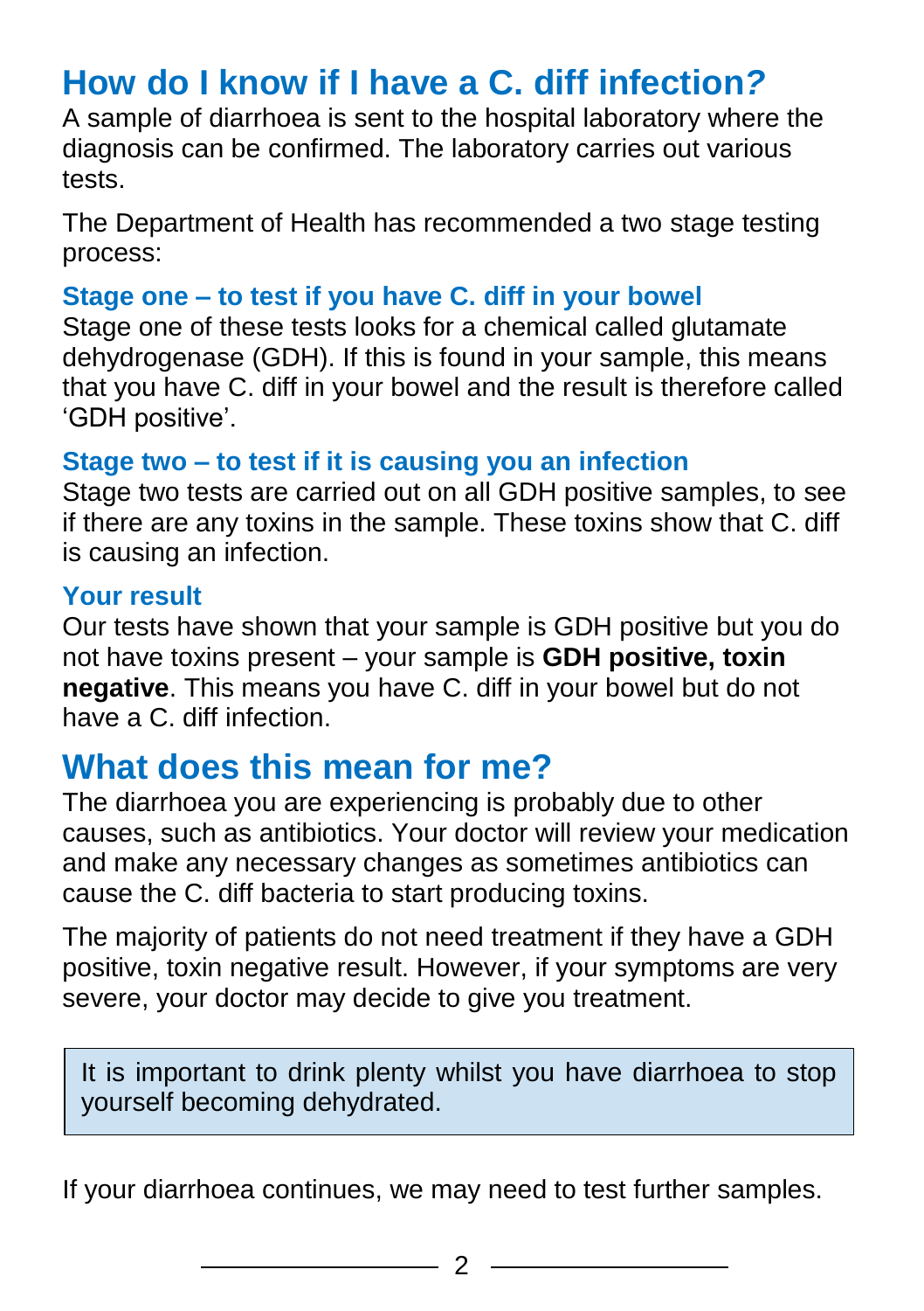## How do I know if I have a C. diff infection?

A sample of diarrhoea is sent to the hospital laboratory where the diagnosis can be confirmed. The laboratory carries out various tests.

The Department of Health has recommended a two stage testing process:

### Stage one – to test if you have C. diff in your bowel

Stage one of these tests looks for a chemical called glutamate dehydrogenase (GDH). If this is found in your sample, this means that you have C. diff in your bowel and the result is therefore called 'GDH positive'.

### Stage two – to test if it is causing you an infection

Stage two tests are carried out on all GDH positive samples, to see if there are any toxins in the sample. These toxins show that C. diff is causing an infection.

### Your result

Our tests have shown that your sample is GDH positive but you do not have toxins present – your sample is **GDH positive, toxin negative**. This means you have C. diff in your bowel but do not have a C. diff infection.

## What does this mean for me?

The diarrhoea you are experiencing is probably due to other causes, such as antibiotics. Your doctor will review your medication and make any necessary changes as sometimes antibiotics can cause the C. diff bacteria to start producing toxins.

The majority of patients do not need treatment if they have a GDH positive, toxin negative result. However, if your symptoms are very severe, your doctor may decide to give you treatment.

> It is important to drink plenty whilst you have diarrhoea to stop yourself becoming dehydrated.

If your diarrhoea continues, we may need to test further samples.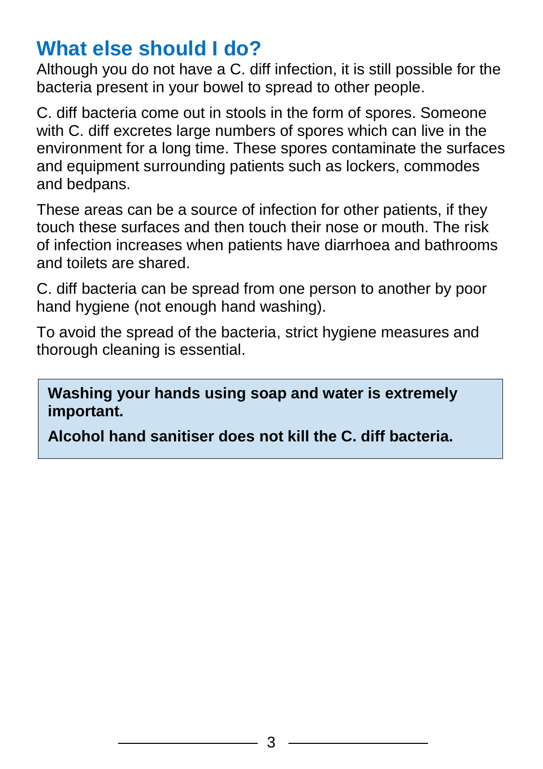## What else should I do?

Although you do not have a C. diff infection, it is still possible for the bacteria present in your bowel to spread to other people.

C. diff bacteria come out in stools in the form of spores. Someone with C. diff excretes large numbers of spores which can live in the environment for a long time. These spores contaminate the surfaces and equipment surrounding patients such as lockers, commodes and bedpans.

These areas can be a source of infection for other patients, if they touch these surfaces and then touch their nose or mouth. The risk of infection increases when patients have diarrhoea and bathrooms and toilets are shared.

C. diff bacteria can be spread from one person to another by poor hand hygiene (not enough hand washing).

To avoid the spread of the bacteria, strict hygiene measures and thorough cleaning is essential.

**Washing your hands using soap and water is extremely important.**

**Alcohol hand sanitiser does not kill the C. diff bacteria.**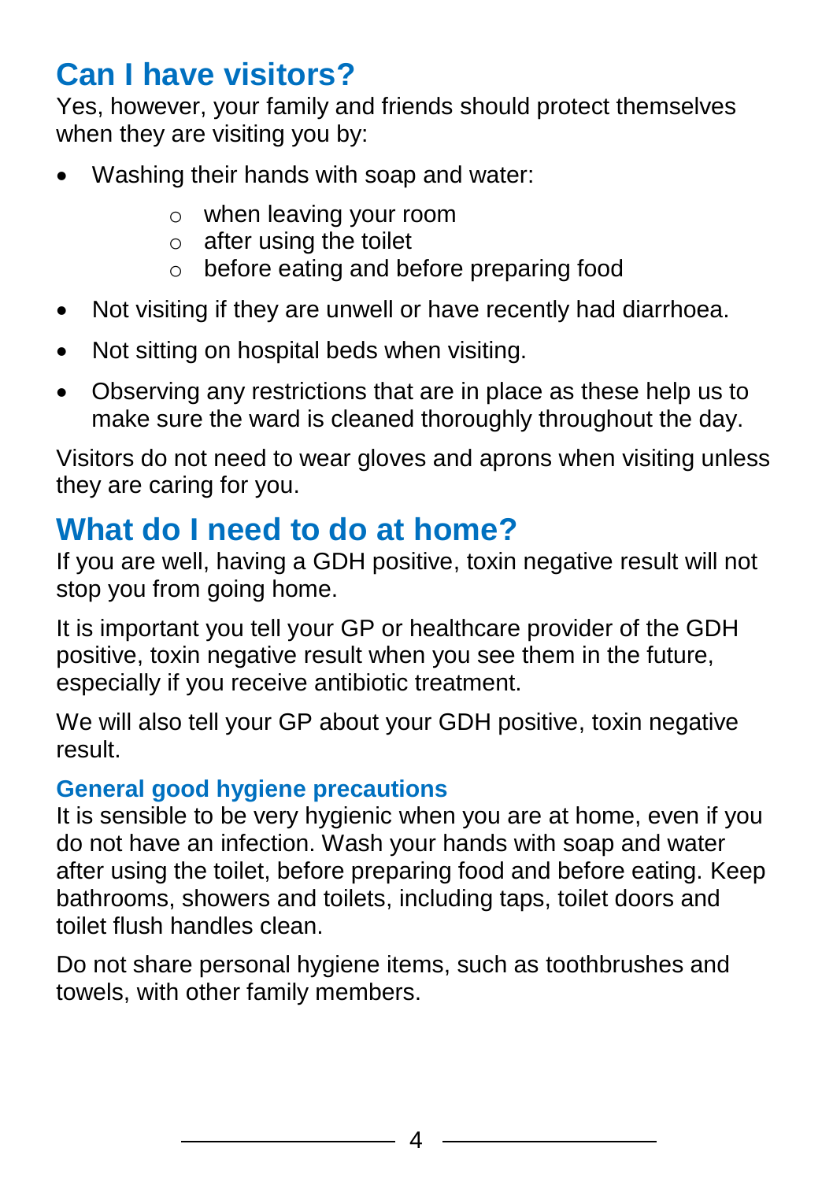## Can I have visitors?

Yes, however, your family and friends should protect themselves when they are visiting you by:

- Washing their hands with soap and water:
  - when leaving your room
  - after using the toilet
  - before eating and before preparing food
- Not visiting if they are unwell or have recently had diarrhoea.
- Not sitting on hospital beds when visiting.
- Observing any restrictions that are in place as these help us to make sure the ward is cleaned thoroughly throughout the day.

Visitors do not need to wear gloves and aprons when visiting unless they are caring for you.

## What do I need to do at home?

If you are well, having a GDH positive, toxin negative result will not stop you from going home.

It is important you tell your GP or healthcare provider of the GDH positive, toxin negative result when you see them in the future, especially if you receive antibiotic treatment.

We will also tell your GP about your GDH positive, toxin negative result.

### General good hygiene precautions

It is sensible to be very hygienic when you are at home, even if you do not have an infection. Wash your hands with soap and water after using the toilet, before preparing food and before eating. Keep bathrooms, showers and toilets, including taps, toilet doors and toilet flush handles clean.

Do not share personal hygiene items, such as toothbrushes and towels, with other family members.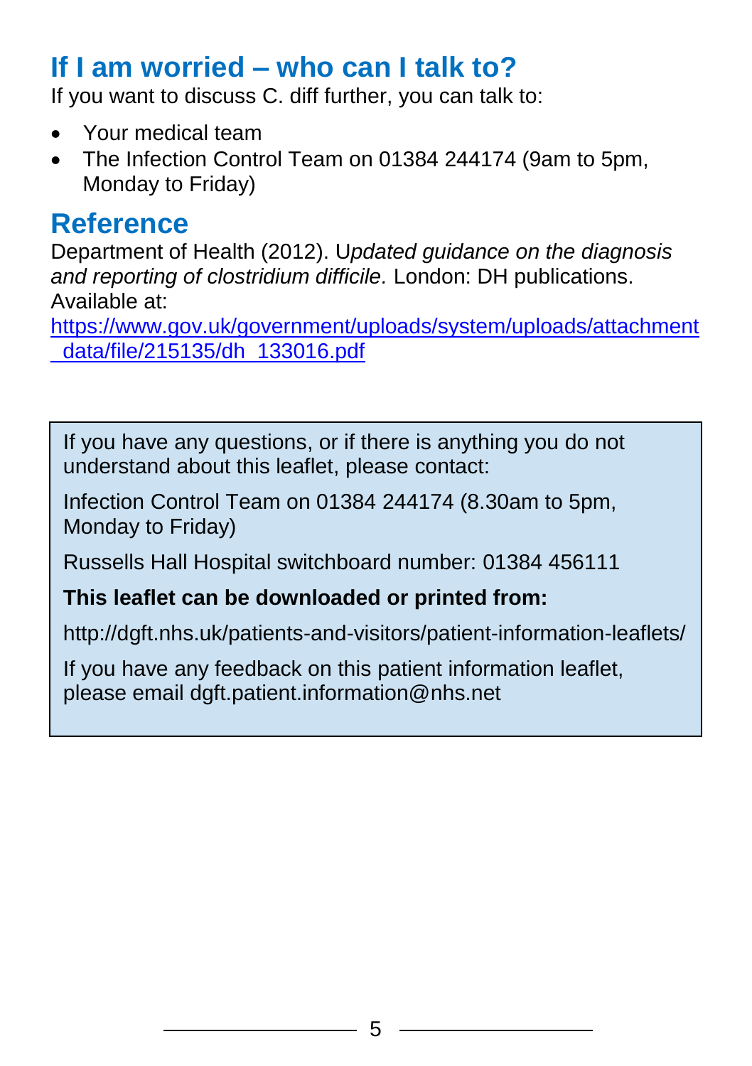## If I am worried – who can I talk to?

If you want to discuss C. diff further, you can talk to:

- Your medical team
- The Infection Control Team on 01384 244174 (9am to 5pm, Monday to Friday)

## Reference

Department of Health (2012). U*pdated guidance on the diagnosis and reporting of clostridium difficile.* London: DH publications. Available at:
https://www.gov.uk/government/uploads/system/uploads/attachment_data/file/215135/dh_133016.pdf

If you have any questions, or if there is anything you do not understand about this leaflet, please contact:

Infection Control Team on 01384 244174 (8.30am to 5pm, Monday to Friday)

Russells Hall Hospital switchboard number: 01384 456111

**This leaflet can be downloaded or printed from:**

http://dgft.nhs.uk/patients-and-visitors/patient-information-leaflets/

If you have any feedback on this patient information leaflet, please email dgft.patient.information@nhs.net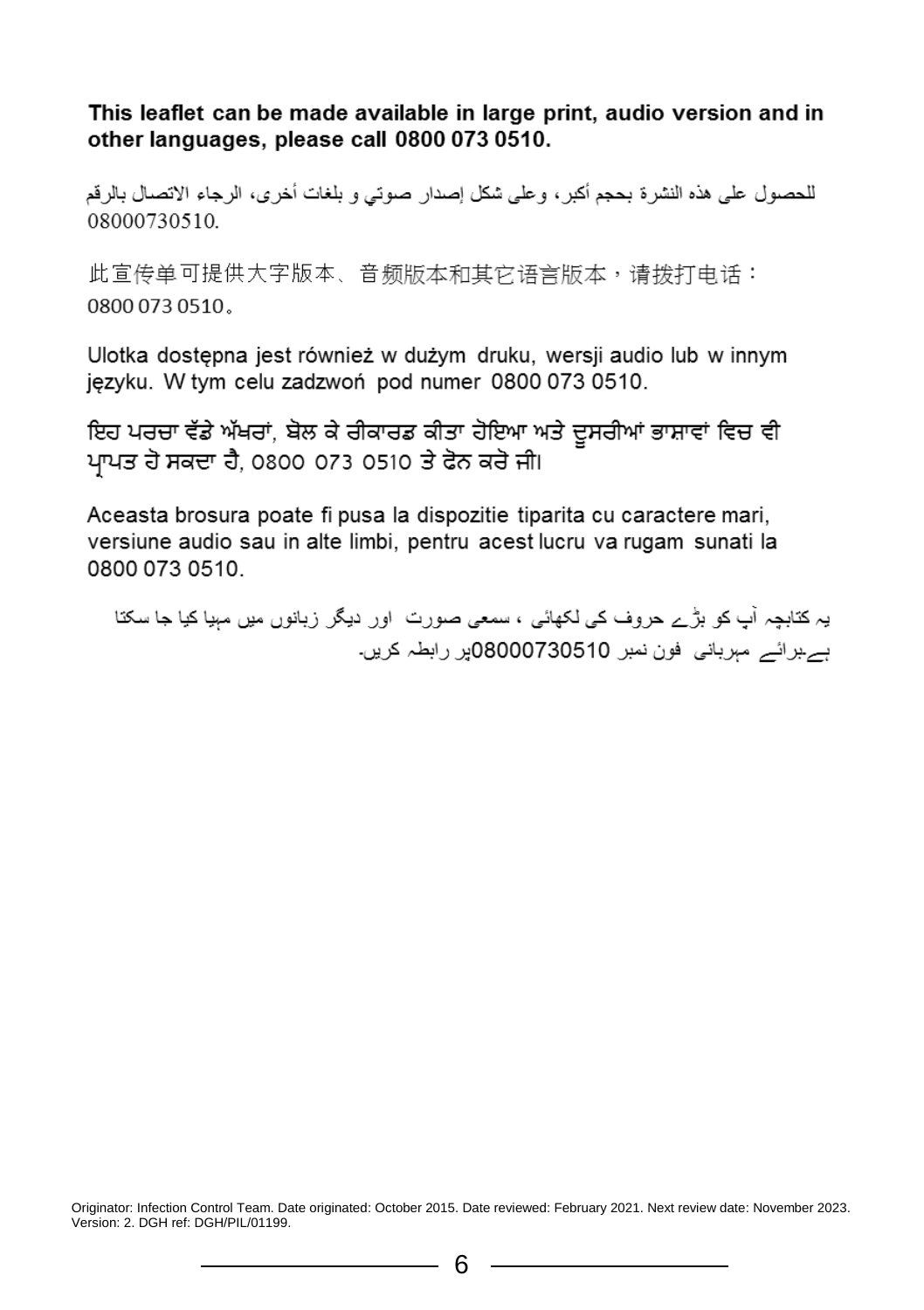**This leaflet can be made available in large print, audio version and in other languages, please call 0800 073 0510.**

للحصول على هذه النشرة بحجم أكبر، وعلى شكل إصدار صوتي و بلغات أخرى، الرجاء الاتصال بالرقم 08000730510.

此宣传单可提供大字版本、音频版本和其它语言版本，请拨打电话：0800 073 0510。

Ulotka dostępna jest również w dużym druku, wersji audio lub w innym języku. W tym celu zadzwoń pod numer 0800 073 0510.

ਇਹ ਪਰਚਾ ਵੱਡੇ ਅੱਖਰਾਂ, ਬੋਲ ਕੇ ਰੀਕਾਰਡ ਕੀਤਾ ਹੋਇਆ ਅਤੇ ਦੂਸਰੀਆਂ ਭਾਸ਼ਾਵਾਂ ਵਿਚ ਵੀ ਪ੍ਰਾਪਤ ਹੋ ਸਕਦਾ ਹੈ, 0800 073 0510 ਤੇ ਫੋਨ ਕਰੋ ਜੀ।

Aceasta brosura poate fi pusa la dispozitie tiparita cu caractere mari, versiune audio sau in alte limbi, pentru acest lucru va rugam sunati la 0800 073 0510.

یہ کتابچہ آپ کو بڑے حروف کی لکھائی ، سمعی صورت اور دیگر زبانوں میں مہیا کیا جا سکتا ہے۔برائے مہربانی فون نمبر 08000730510پر رابطہ کریں۔

Originator: Infection Control Team. Date originated: October 2015. Date reviewed: February 2021. Next review date: November 2023. Version: 2. DGH ref: DGH/PIL/01199.